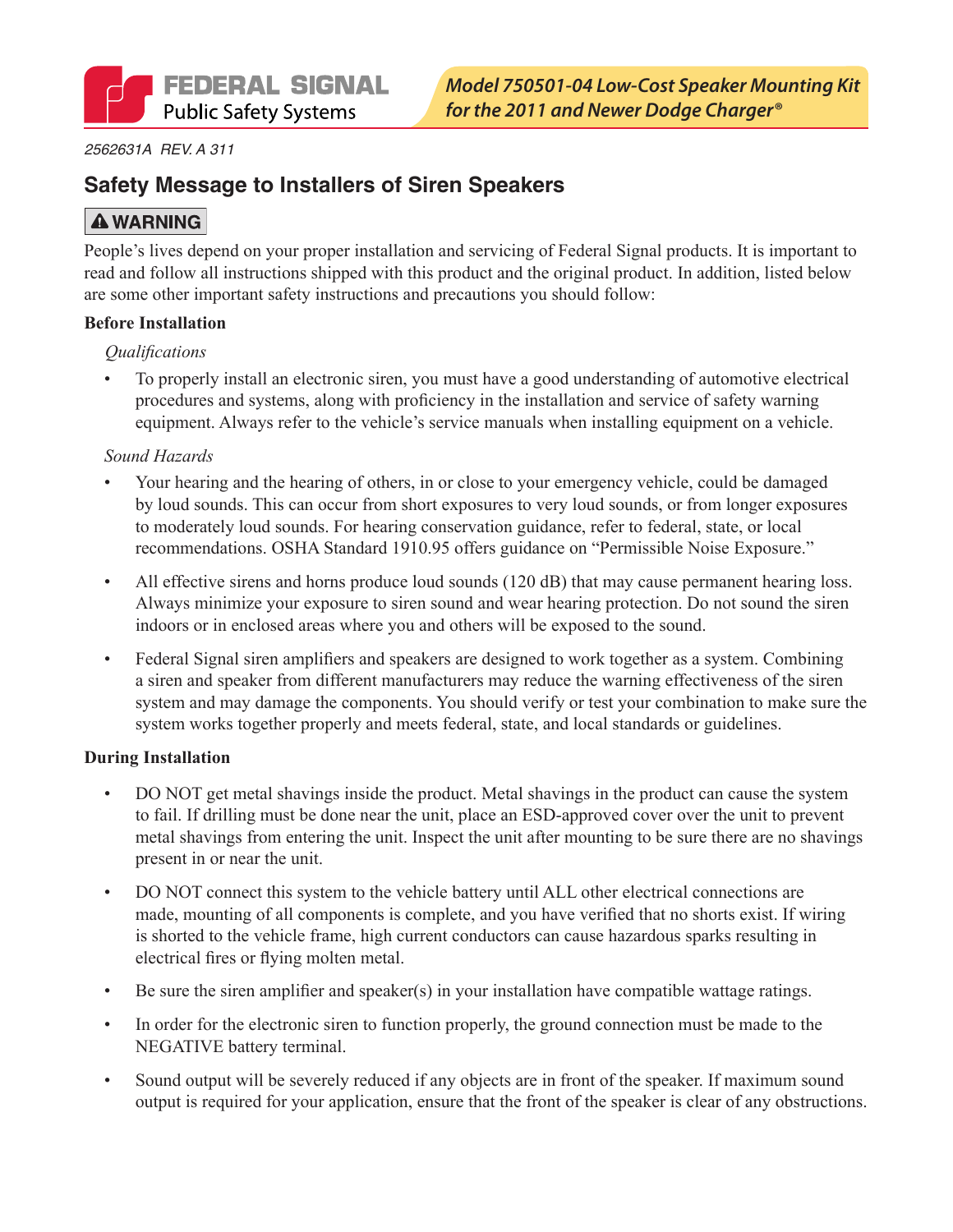FEDERAL SIGNAL
Public Safety Systems

**Model 750501-04 Low-Cost Speaker Mounting Kit for the 2011 and Newer Dodge Charger®**

*2562631A REV. A 311*

## Safety Message to Installers of Siren Speakers

**⚠ WARNING**

People's lives depend on your proper installation and servicing of Federal Signal products. It is important to read and follow all instructions shipped with this product and the original product. In addition, listed below are some other important safety instructions and precautions you should follow:

**Before Installation**

*Qualifications*

- To properly install an electronic siren, you must have a good understanding of automotive electrical procedures and systems, along with proficiency in the installation and service of safety warning equipment. Always refer to the vehicle's service manuals when installing equipment on a vehicle.

*Sound Hazards*

- Your hearing and the hearing of others, in or close to your emergency vehicle, could be damaged by loud sounds. This can occur from short exposures to very loud sounds, or from longer exposures to moderately loud sounds. For hearing conservation guidance, refer to federal, state, or local recommendations. OSHA Standard 1910.95 offers guidance on "Permissible Noise Exposure."
- All effective sirens and horns produce loud sounds (120 dB) that may cause permanent hearing loss. Always minimize your exposure to siren sound and wear hearing protection. Do not sound the siren indoors or in enclosed areas where you and others will be exposed to the sound.
- Federal Signal siren amplifiers and speakers are designed to work together as a system. Combining a siren and speaker from different manufacturers may reduce the warning effectiveness of the siren system and may damage the components. You should verify or test your combination to make sure the system works together properly and meets federal, state, and local standards or guidelines.

**During Installation**

- DO NOT get metal shavings inside the product. Metal shavings in the product can cause the system to fail. If drilling must be done near the unit, place an ESD-approved cover over the unit to prevent metal shavings from entering the unit. Inspect the unit after mounting to be sure there are no shavings present in or near the unit.
- DO NOT connect this system to the vehicle battery until ALL other electrical connections are made, mounting of all components is complete, and you have verified that no shorts exist. If wiring is shorted to the vehicle frame, high current conductors can cause hazardous sparks resulting in electrical fires or flying molten metal.
- Be sure the siren amplifier and speaker(s) in your installation have compatible wattage ratings.
- In order for the electronic siren to function properly, the ground connection must be made to the NEGATIVE battery terminal.
- Sound output will be severely reduced if any objects are in front of the speaker. If maximum sound output is required for your application, ensure that the front of the speaker is clear of any obstructions.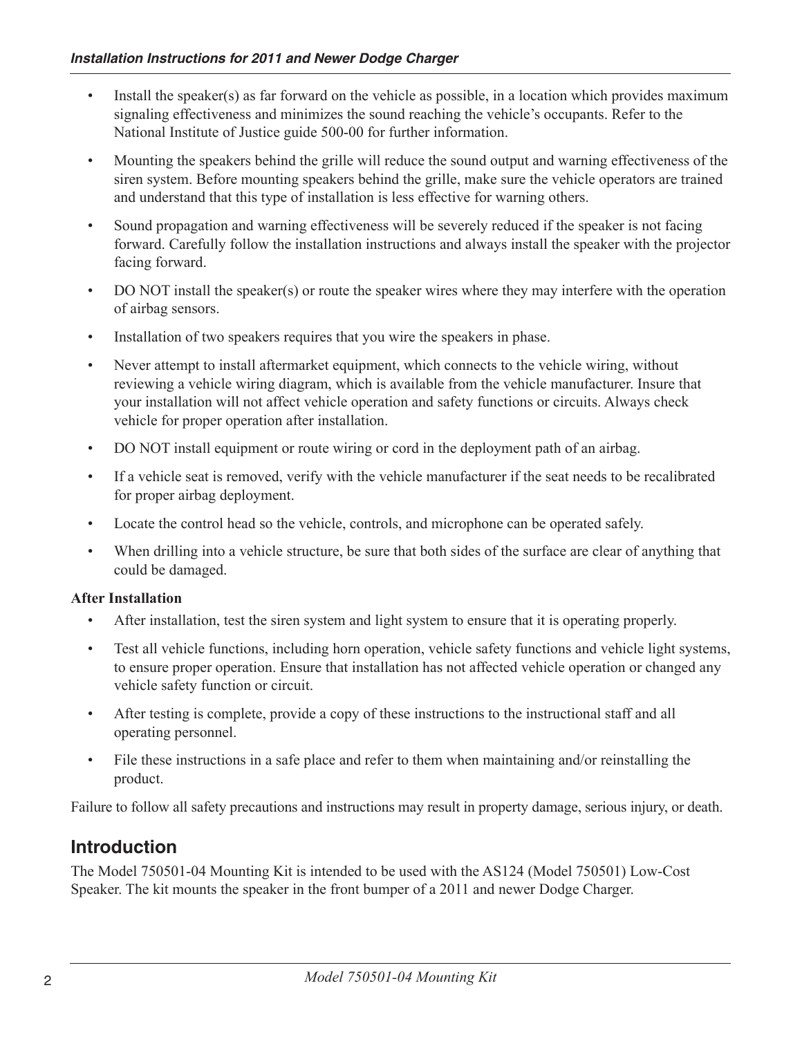- Install the speaker(s) as far forward on the vehicle as possible, in a location which provides maximum signaling effectiveness and minimizes the sound reaching the vehicle's occupants. Refer to the National Institute of Justice guide 500-00 for further information.
- Mounting the speakers behind the grille will reduce the sound output and warning effectiveness of the siren system. Before mounting speakers behind the grille, make sure the vehicle operators are trained and understand that this type of installation is less effective for warning others.
- Sound propagation and warning effectiveness will be severely reduced if the speaker is not facing forward. Carefully follow the installation instructions and always install the speaker with the projector facing forward.
- DO NOT install the speaker(s) or route the speaker wires where they may interfere with the operation of airbag sensors.
- Installation of two speakers requires that you wire the speakers in phase.
- Never attempt to install aftermarket equipment, which connects to the vehicle wiring, without reviewing a vehicle wiring diagram, which is available from the vehicle manufacturer. Insure that your installation will not affect vehicle operation and safety functions or circuits. Always check vehicle for proper operation after installation.
- DO NOT install equipment or route wiring or cord in the deployment path of an airbag.
- If a vehicle seat is removed, verify with the vehicle manufacturer if the seat needs to be recalibrated for proper airbag deployment.
- Locate the control head so the vehicle, controls, and microphone can be operated safely.
- When drilling into a vehicle structure, be sure that both sides of the surface are clear of anything that could be damaged.

**After Installation**

- After installation, test the siren system and light system to ensure that it is operating properly.
- Test all vehicle functions, including horn operation, vehicle safety functions and vehicle light systems, to ensure proper operation. Ensure that installation has not affected vehicle operation or changed any vehicle safety function or circuit.
- After testing is complete, provide a copy of these instructions to the instructional staff and all operating personnel.
- File these instructions in a safe place and refer to them when maintaining and/or reinstalling the product.

Failure to follow all safety precautions and instructions may result in property damage, serious injury, or death.

## Introduction

The Model 750501-04 Mounting Kit is intended to be used with the AS124 (Model 750501) Low-Cost Speaker. The kit mounts the speaker in the front bumper of a 2011 and newer Dodge Charger.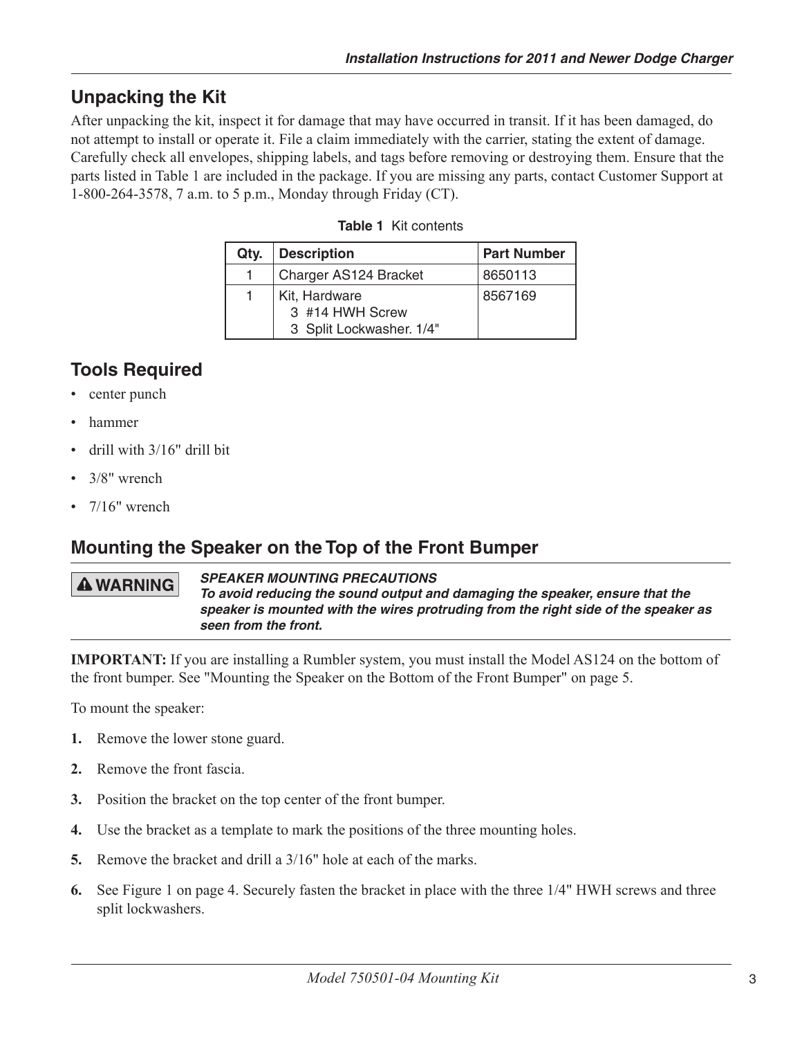## Unpacking the Kit

After unpacking the kit, inspect it for damage that may have occurred in transit. If it has been damaged, do not attempt to install or operate it. File a claim immediately with the carrier, stating the extent of damage. Carefully check all envelopes, shipping labels, and tags before removing or destroying them. Ensure that the parts listed in Table 1 are included in the package. If you are missing any parts, contact Customer Support at 1-800-264-3578, 7 a.m. to 5 p.m., Monday through Friday (CT).

**Table 1** Kit contents

| Qty. | Description | Part Number |
|---|---|---|
| 1 | Charger AS124 Bracket | 8650113 |
| 1 | Kit, Hardware<br>3 #14 HWH Screw<br>3 Split Lockwasher. 1/4" | 8567169 |

## Tools Required

- center punch
- hammer
- drill with 3/16" drill bit
- 3/8" wrench
- 7/16" wrench

## Mounting the Speaker on the Top of the Front Bumper

**⚠ WARNING** ***SPEAKER MOUNTING PRECAUTIONS***
***To avoid reducing the sound output and damaging the speaker, ensure that the speaker is mounted with the wires protruding from the right side of the speaker as seen from the front.***

**IMPORTANT:** If you are installing a Rumbler system, you must install the Model AS124 on the bottom of the front bumper. See "Mounting the Speaker on the Bottom of the Front Bumper" on page 5.

To mount the speaker:

1. Remove the lower stone guard.
2. Remove the front fascia.
3. Position the bracket on the top center of the front bumper.
4. Use the bracket as a template to mark the positions of the three mounting holes.
5. Remove the bracket and drill a 3/16" hole at each of the marks.
6. See Figure 1 on page 4. Securely fasten the bracket in place with the three 1/4" HWH screws and three split lockwashers.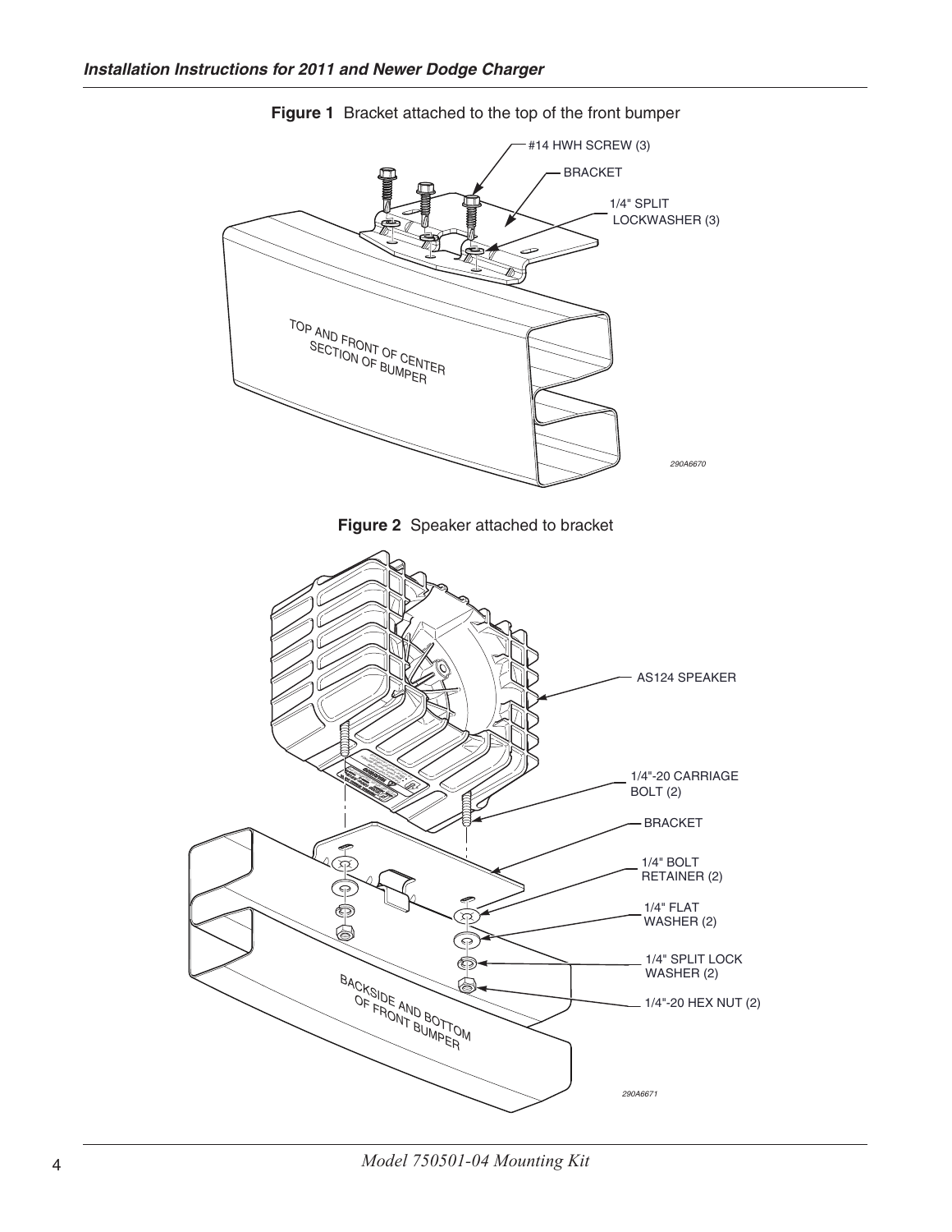**Figure 1** Bracket attached to the top of the front bumper

#14 HWH SCREW (3)

BRACKET

1/4" SPLIT LOCKWASHER (3)

TOP AND FRONT OF CENTER SECTION OF BUMPER

290A6670

**Figure 2** Speaker attached to bracket

AS124 SPEAKER

1/4"-20 CARRIAGE BOLT (2)

BRACKET

1/4" BOLT RETAINER (2)

1/4" FLAT WASHER (2)

1/4" SPLIT LOCK WASHER (2)

1/4"-20 HEX NUT (2)

BACKSIDE AND BOTTOM OF FRONT BUMPER

290A6671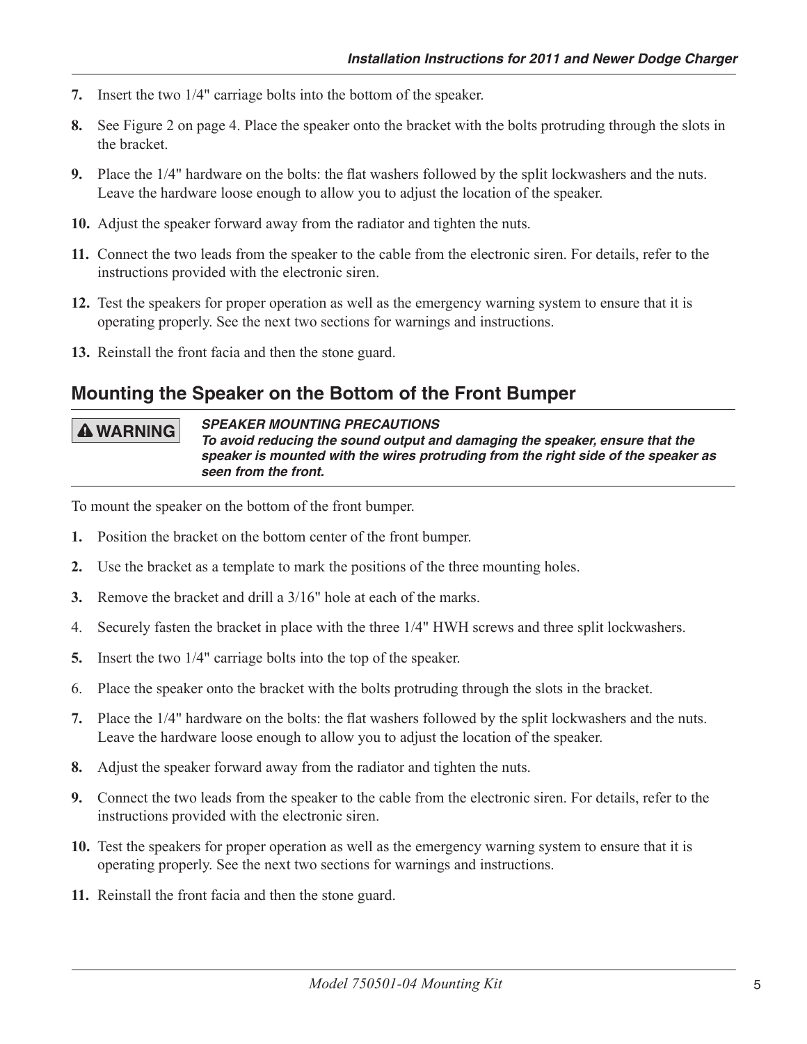7. Insert the two 1/4" carriage bolts into the bottom of the speaker.
8. See Figure 2 on page 4. Place the speaker onto the bracket with the bolts protruding through the slots in the bracket.
9. Place the 1/4" hardware on the bolts: the flat washers followed by the split lockwashers and the nuts. Leave the hardware loose enough to allow you to adjust the location of the speaker.
10. Adjust the speaker forward away from the radiator and tighten the nuts.
11. Connect the two leads from the speaker to the cable from the electronic siren. For details, refer to the instructions provided with the electronic siren.
12. Test the speakers for proper operation as well as the emergency warning system to ensure that it is operating properly. See the next two sections for warnings and instructions.
13. Reinstall the front facia and then the stone guard.

## Mounting the Speaker on the Bottom of the Front Bumper

**⚠ WARNING**

***SPEAKER MOUNTING PRECAUTIONS***
***To avoid reducing the sound output and damaging the speaker, ensure that the speaker is mounted with the wires protruding from the right side of the speaker as seen from the front.***

To mount the speaker on the bottom of the front bumper.

1. Position the bracket on the bottom center of the front bumper.
2. Use the bracket as a template to mark the positions of the three mounting holes.
3. Remove the bracket and drill a 3/16" hole at each of the marks.
4. Securely fasten the bracket in place with the three 1/4" HWH screws and three split lockwashers.
5. Insert the two 1/4" carriage bolts into the top of the speaker.
6. Place the speaker onto the bracket with the bolts protruding through the slots in the bracket.
7. Place the 1/4" hardware on the bolts: the flat washers followed by the split lockwashers and the nuts. Leave the hardware loose enough to allow you to adjust the location of the speaker.
8. Adjust the speaker forward away from the radiator and tighten the nuts.
9. Connect the two leads from the speaker to the cable from the electronic siren. For details, refer to the instructions provided with the electronic siren.
10. Test the speakers for proper operation as well as the emergency warning system to ensure that it is operating properly. See the next two sections for warnings and instructions.
11. Reinstall the front facia and then the stone guard.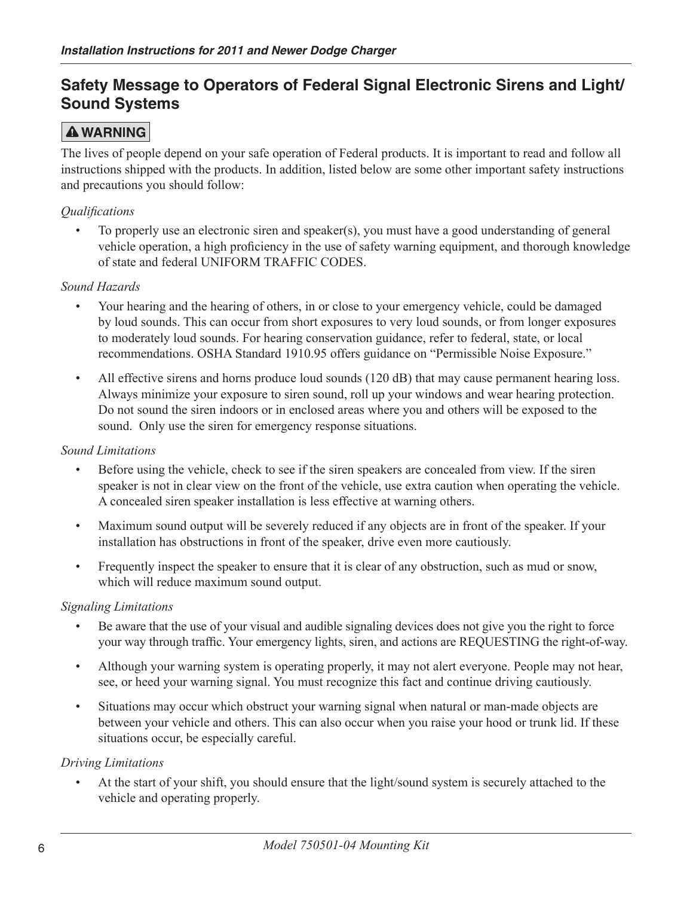## Safety Message to Operators of Federal Signal Electronic Sirens and Light/ Sound Systems

**⚠ WARNING**

The lives of people depend on your safe operation of Federal products. It is important to read and follow all instructions shipped with the products. In addition, listed below are some other important safety instructions and precautions you should follow:

*Qualifications*

- To properly use an electronic siren and speaker(s), you must have a good understanding of general vehicle operation, a high proficiency in the use of safety warning equipment, and thorough knowledge of state and federal UNIFORM TRAFFIC CODES.

*Sound Hazards*

- Your hearing and the hearing of others, in or close to your emergency vehicle, could be damaged by loud sounds. This can occur from short exposures to very loud sounds, or from longer exposures to moderately loud sounds. For hearing conservation guidance, refer to federal, state, or local recommendations. OSHA Standard 1910.95 offers guidance on "Permissible Noise Exposure."
- All effective sirens and horns produce loud sounds (120 dB) that may cause permanent hearing loss. Always minimize your exposure to siren sound, roll up your windows and wear hearing protection. Do not sound the siren indoors or in enclosed areas where you and others will be exposed to the sound. Only use the siren for emergency response situations.

*Sound Limitations*

- Before using the vehicle, check to see if the siren speakers are concealed from view. If the siren speaker is not in clear view on the front of the vehicle, use extra caution when operating the vehicle. A concealed siren speaker installation is less effective at warning others.
- Maximum sound output will be severely reduced if any objects are in front of the speaker. If your installation has obstructions in front of the speaker, drive even more cautiously.
- Frequently inspect the speaker to ensure that it is clear of any obstruction, such as mud or snow, which will reduce maximum sound output.

*Signaling Limitations*

- Be aware that the use of your visual and audible signaling devices does not give you the right to force your way through traffic. Your emergency lights, siren, and actions are REQUESTING the right-of-way.
- Although your warning system is operating properly, it may not alert everyone. People may not hear, see, or heed your warning signal. You must recognize this fact and continue driving cautiously.
- Situations may occur which obstruct your warning signal when natural or man-made objects are between your vehicle and others. This can also occur when you raise your hood or trunk lid. If these situations occur, be especially careful.

*Driving Limitations*

- At the start of your shift, you should ensure that the light/sound system is securely attached to the vehicle and operating properly.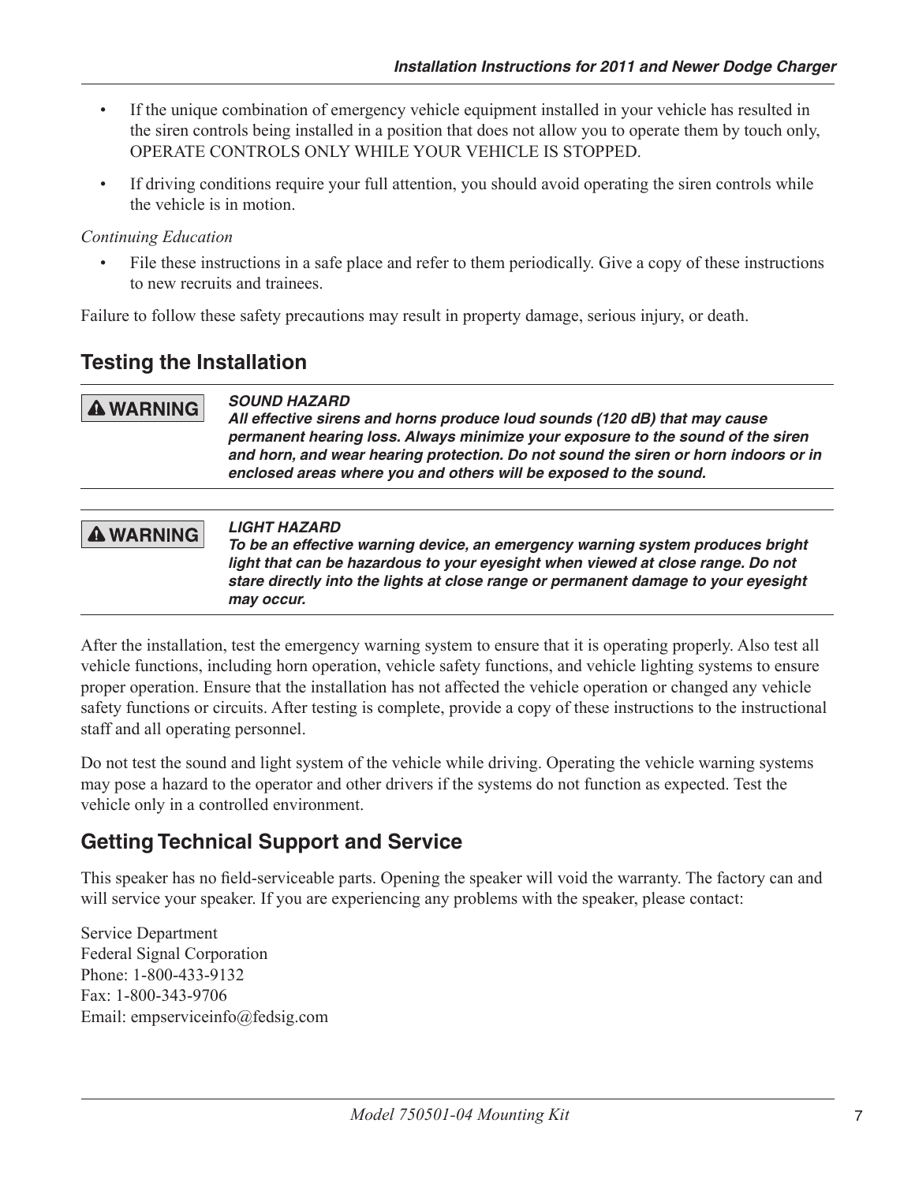- If the unique combination of emergency vehicle equipment installed in your vehicle has resulted in the siren controls being installed in a position that does not allow you to operate them by touch only, OPERATE CONTROLS ONLY WHILE YOUR VEHICLE IS STOPPED.
- If driving conditions require your full attention, you should avoid operating the siren controls while the vehicle is in motion.

*Continuing Education*

- File these instructions in a safe place and refer to them periodically. Give a copy of these instructions to new recruits and trainees.

Failure to follow these safety precautions may result in property damage, serious injury, or death.

## Testing the Installation

**⚠ WARNING**

***SOUND HAZARD***
***All effective sirens and horns produce loud sounds (120 dB) that may cause permanent hearing loss. Always minimize your exposure to the sound of the siren and horn, and wear hearing protection. Do not sound the siren or horn indoors or in enclosed areas where you and others will be exposed to the sound.***

**⚠ WARNING**

***LIGHT HAZARD***
***To be an effective warning device, an emergency warning system produces bright light that can be hazardous to your eyesight when viewed at close range. Do not stare directly into the lights at close range or permanent damage to your eyesight may occur.***

After the installation, test the emergency warning system to ensure that it is operating properly. Also test all vehicle functions, including horn operation, vehicle safety functions, and vehicle lighting systems to ensure proper operation. Ensure that the installation has not affected the vehicle operation or changed any vehicle safety functions or circuits. After testing is complete, provide a copy of these instructions to the instructional staff and all operating personnel.

Do not test the sound and light system of the vehicle while driving. Operating the vehicle warning systems may pose a hazard to the operator and other drivers if the systems do not function as expected. Test the vehicle only in a controlled environment.

## Getting Technical Support and Service

This speaker has no field-serviceable parts. Opening the speaker will void the warranty. The factory can and will service your speaker. If you are experiencing any problems with the speaker, please contact:

Service Department
Federal Signal Corporation
Phone: 1-800-433-9132
Fax: 1-800-343-9706
Email: empserviceinfo@fedsig.com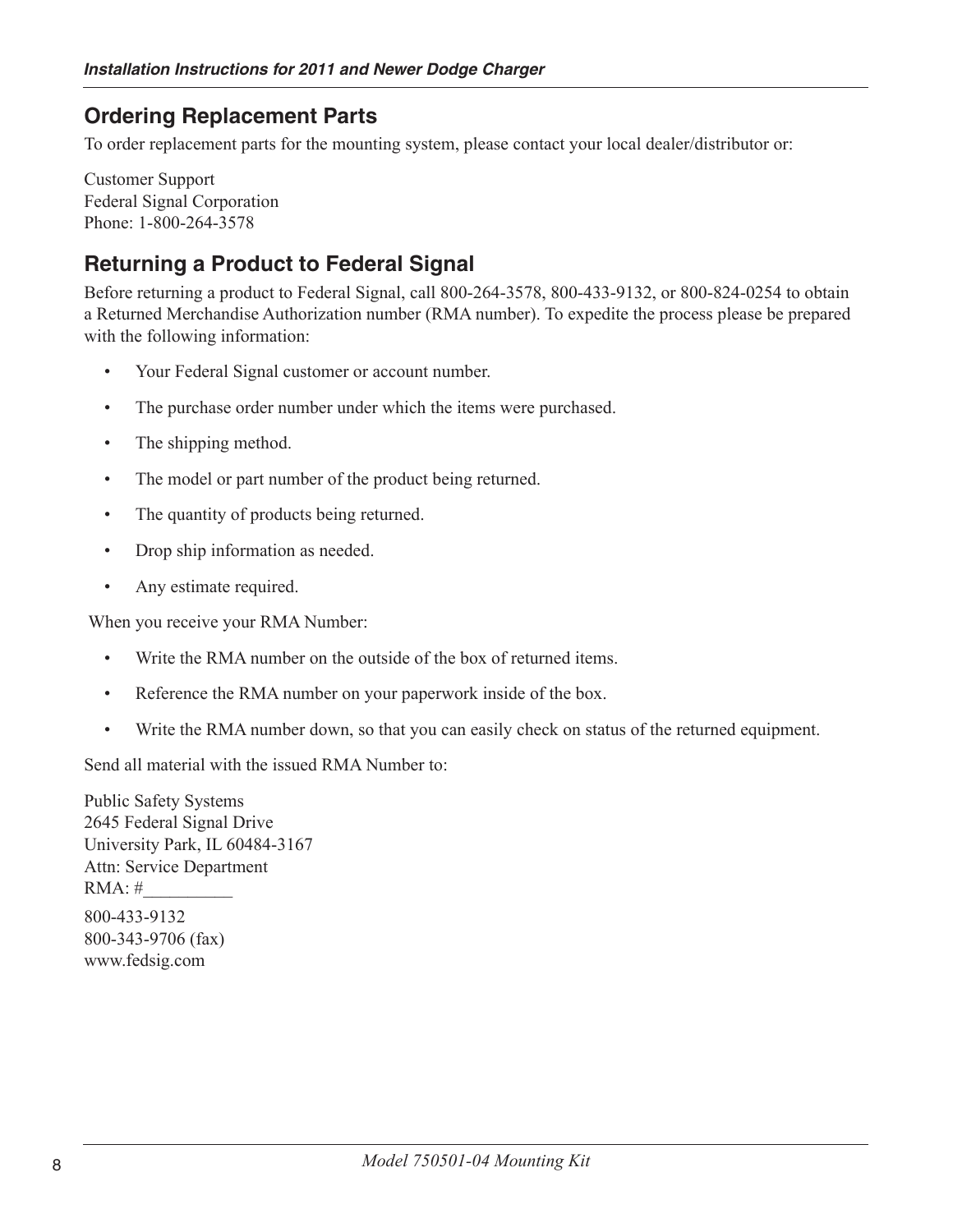## Ordering Replacement Parts

To order replacement parts for the mounting system, please contact your local dealer/distributor or:

Customer Support
Federal Signal Corporation
Phone: 1-800-264-3578

## Returning a Product to Federal Signal

Before returning a product to Federal Signal, call 800-264-3578, 800-433-9132, or 800-824-0254 to obtain a Returned Merchandise Authorization number (RMA number). To expedite the process please be prepared with the following information:

- Your Federal Signal customer or account number.
- The purchase order number under which the items were purchased.
- The shipping method.
- The model or part number of the product being returned.
- The quantity of products being returned.
- Drop ship information as needed.
- Any estimate required.

When you receive your RMA Number:

- Write the RMA number on the outside of the box of returned items.
- Reference the RMA number on your paperwork inside of the box.
- Write the RMA number down, so that you can easily check on status of the returned equipment.

Send all material with the issued RMA Number to:

Public Safety Systems
2645 Federal Signal Drive
University Park, IL 60484-3167
Attn: Service Department
RMA: #__________

800-433-9132
800-343-9706 (fax)
www.fedsig.com